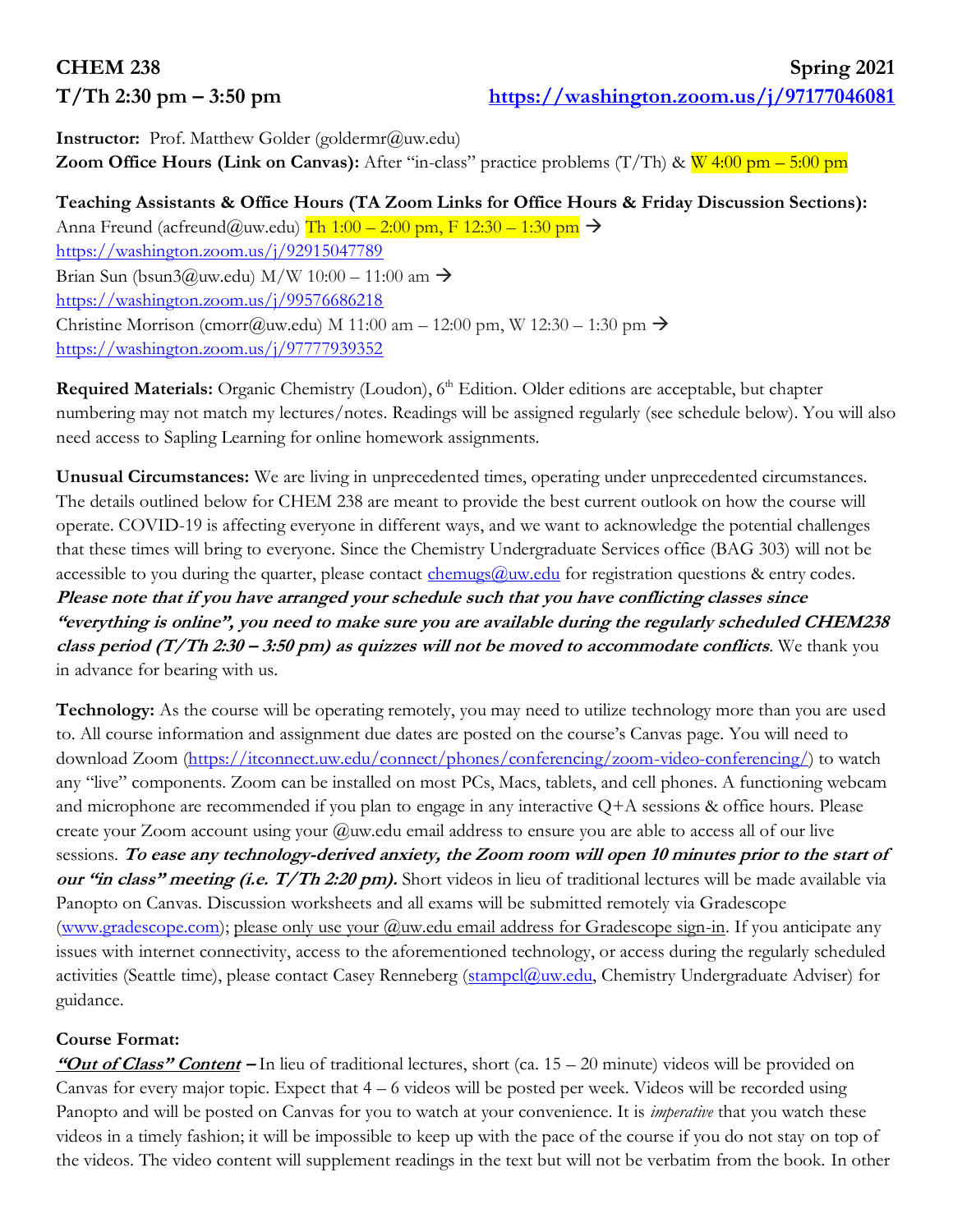**CHEM 238** **Spring 2021**

**T/Th 2:30 pm – 3:50 pm** **https://washington.zoom.us/j/97177046081**

**Instructor:** Prof. Matthew Golder (goldermr@uw.edu)
**Zoom Office Hours (Link on Canvas):** After "in-class" practice problems (T/Th) & W 4:00 pm – 5:00 pm

**Teaching Assistants & Office Hours (TA Zoom Links for Office Hours & Friday Discussion Sections):**
Anna Freund (acfreund@uw.edu) Th 1:00 – 2:00 pm, F 12:30 – 1:30 pm → https://washington.zoom.us/j/92915047789
Brian Sun (bsun3@uw.edu) M/W 10:00 – 11:00 am → https://washington.zoom.us/j/99576686218
Christine Morrison (cmorr@uw.edu) M 11:00 am – 12:00 pm, W 12:30 – 1:30 pm → https://washington.zoom.us/j/97777939352

**Required Materials:** Organic Chemistry (Loudon), 6th Edition. Older editions are acceptable, but chapter numbering may not match my lectures/notes. Readings will be assigned regularly (see schedule below). You will also need access to Sapling Learning for online homework assignments.

**Unusual Circumstances:** We are living in unprecedented times, operating under unprecedented circumstances. The details outlined below for CHEM 238 are meant to provide the best current outlook on how the course will operate. COVID-19 is affecting everyone in different ways, and we want to acknowledge the potential challenges that these times will bring to everyone. Since the Chemistry Undergraduate Services office (BAG 303) will not be accessible to you during the quarter, please contact chemugs@uw.edu for registration questions & entry codes. ***Please note that if you have arranged your schedule such that you have conflicting classes since "everything is online", you need to make sure you are available during the regularly scheduled CHEM238 class period (T/Th 2:30 – 3:50 pm) as quizzes will not be moved to accommodate conflicts***. We thank you in advance for bearing with us.

**Technology:** As the course will be operating remotely, you may need to utilize technology more than you are used to. All course information and assignment due dates are posted on the course's Canvas page. You will need to download Zoom (https://itconnect.uw.edu/connect/phones/conferencing/zoom-video-conferencing/) to watch any "live" components. Zoom can be installed on most PCs, Macs, tablets, and cell phones. A functioning webcam and microphone are recommended if you plan to engage in any interactive Q+A sessions & office hours. Please create your Zoom account using your @uw.edu email address to ensure you are able to access all of our live sessions. ***To ease any technology-derived anxiety, the Zoom room will open 10 minutes prior to the start of our "in class" meeting (i.e. T/Th 2:20 pm).*** Short videos in lieu of traditional lectures will be made available via Panopto on Canvas. Discussion worksheets and all exams will be submitted remotely via Gradescope (www.gradescope.com); please only use your @uw.edu email address for Gradescope sign-in. If you anticipate any issues with internet connectivity, access to the aforementioned technology, or access during the regularly scheduled activities (Seattle time), please contact Casey Renneberg (stampcl@uw.edu, Chemistry Undergraduate Adviser) for guidance.

**Course Format:**

***"Out of Class" Content*** – In lieu of traditional lectures, short (ca. 15 – 20 minute) videos will be provided on Canvas for every major topic. Expect that 4 – 6 videos will be posted per week. Videos will be recorded using Panopto and will be posted on Canvas for you to watch at your convenience. It is *imperative* that you watch these videos in a timely fashion; it will be impossible to keep up with the pace of the course if you do not stay on top of the videos. The video content will supplement readings in the text but will not be verbatim from the book. In other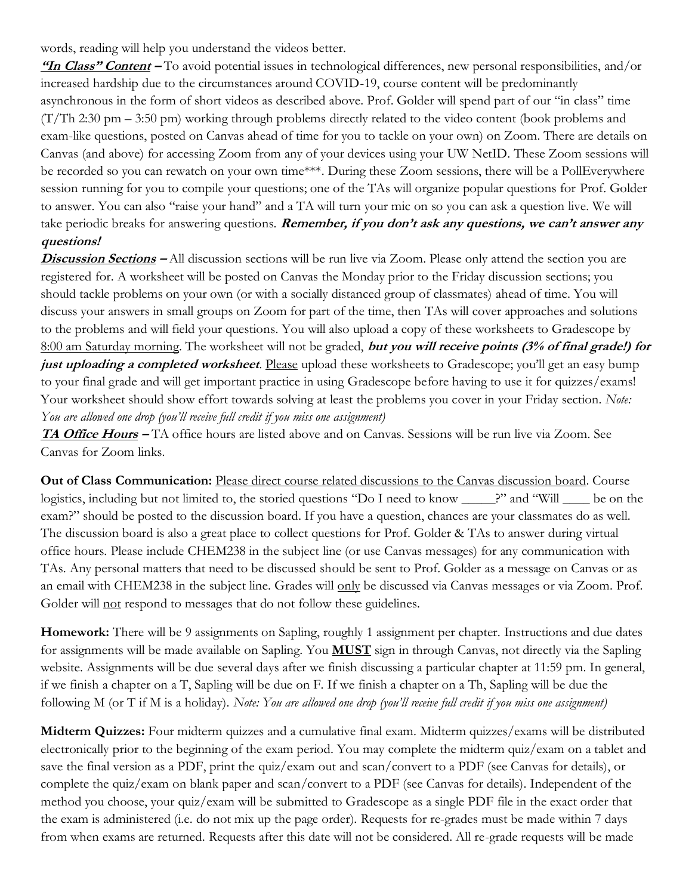words, reading will help you understand the videos better.

***<u>"In Class" Content</u>* –** To avoid potential issues in technological differences, new personal responsibilities, and/or increased hardship due to the circumstances around COVID-19, course content will be predominantly asynchronous in the form of short videos as described above. Prof. Golder will spend part of our "in class" time (T/Th 2:30 pm – 3:50 pm) working through problems directly related to the video content (book problems and exam-like questions, posted on Canvas ahead of time for you to tackle on your own) on Zoom. There are details on Canvas (and above) for accessing Zoom from any of your devices using your UW NetID. These Zoom sessions will be recorded so you can rewatch on your own time***. During these Zoom sessions, there will be a PollEverywhere session running for you to compile your questions; one of the TAs will organize popular questions for Prof. Golder to answer. You can also "raise your hand" and a TA will turn your mic on so you can ask a question live. We will take periodic breaks for answering questions. ***Remember, if you don't ask any questions, we can't answer any questions!***

***<u>Discussion Sections</u>* –** All discussion sections will be run live via Zoom. Please only attend the section you are registered for. A worksheet will be posted on Canvas the Monday prior to the Friday discussion sections; you should tackle problems on your own (or with a socially distanced group of classmates) ahead of time. You will discuss your answers in small groups on Zoom for part of the time, then TAs will cover approaches and solutions to the problems and will field your questions. You will also upload a copy of these worksheets to Gradescope by <u>8:00 am Saturday morning</u>. The worksheet will not be graded, ***but you will receive points (3% of final grade!) for just uploading a completed worksheet***. <u>Please</u> upload these worksheets to Gradescope; you'll get an easy bump to your final grade and will get important practice in using Gradescope before having to use it for quizzes/exams! Your worksheet should show effort towards solving at least the problems you cover in your Friday section. *Note: You are allowed one drop (you'll receive full credit if you miss one assignment)*

***<u>TA Office Hours</u>* –** TA office hours are listed above and on Canvas. Sessions will be run live via Zoom. See Canvas for Zoom links.

**Out of Class Communication:** <u>Please direct course related discussions to the Canvas discussion board</u>. Course logistics, including but not limited to, the storied questions "Do I need to know _____?" and "Will ____ be on the exam?" should be posted to the discussion board. If you have a question, chances are your classmates do as well. The discussion board is also a great place to collect questions for Prof. Golder & TAs to answer during virtual office hours. Please include CHEM238 in the subject line (or use Canvas messages) for any communication with TAs. Any personal matters that need to be discussed should be sent to Prof. Golder as a message on Canvas or as an email with CHEM238 in the subject line. Grades will <u>only</u> be discussed via Canvas messages or via Zoom. Prof. Golder will <u>not</u> respond to messages that do not follow these guidelines.

**Homework:** There will be 9 assignments on Sapling, roughly 1 assignment per chapter. Instructions and due dates for assignments will be made available on Sapling. You <u>**MUST**</u> sign in through Canvas, not directly via the Sapling website. Assignments will be due several days after we finish discussing a particular chapter at 11:59 pm. In general, if we finish a chapter on a T, Sapling will be due on F. If we finish a chapter on a Th, Sapling will be due the following M (or T if M is a holiday). *Note: You are allowed one drop (you'll receive full credit if you miss one assignment)*

**Midterm Quizzes:** Four midterm quizzes and a cumulative final exam. Midterm quizzes/exams will be distributed electronically prior to the beginning of the exam period. You may complete the midterm quiz/exam on a tablet and save the final version as a PDF, print the quiz/exam out and scan/convert to a PDF (see Canvas for details), or complete the quiz/exam on blank paper and scan/convert to a PDF (see Canvas for details). Independent of the method you choose, your quiz/exam will be submitted to Gradescope as a single PDF file in the exact order that the exam is administered (i.e. do not mix up the page order). Requests for re-grades must be made within 7 days from when exams are returned. Requests after this date will not be considered. All re-grade requests will be made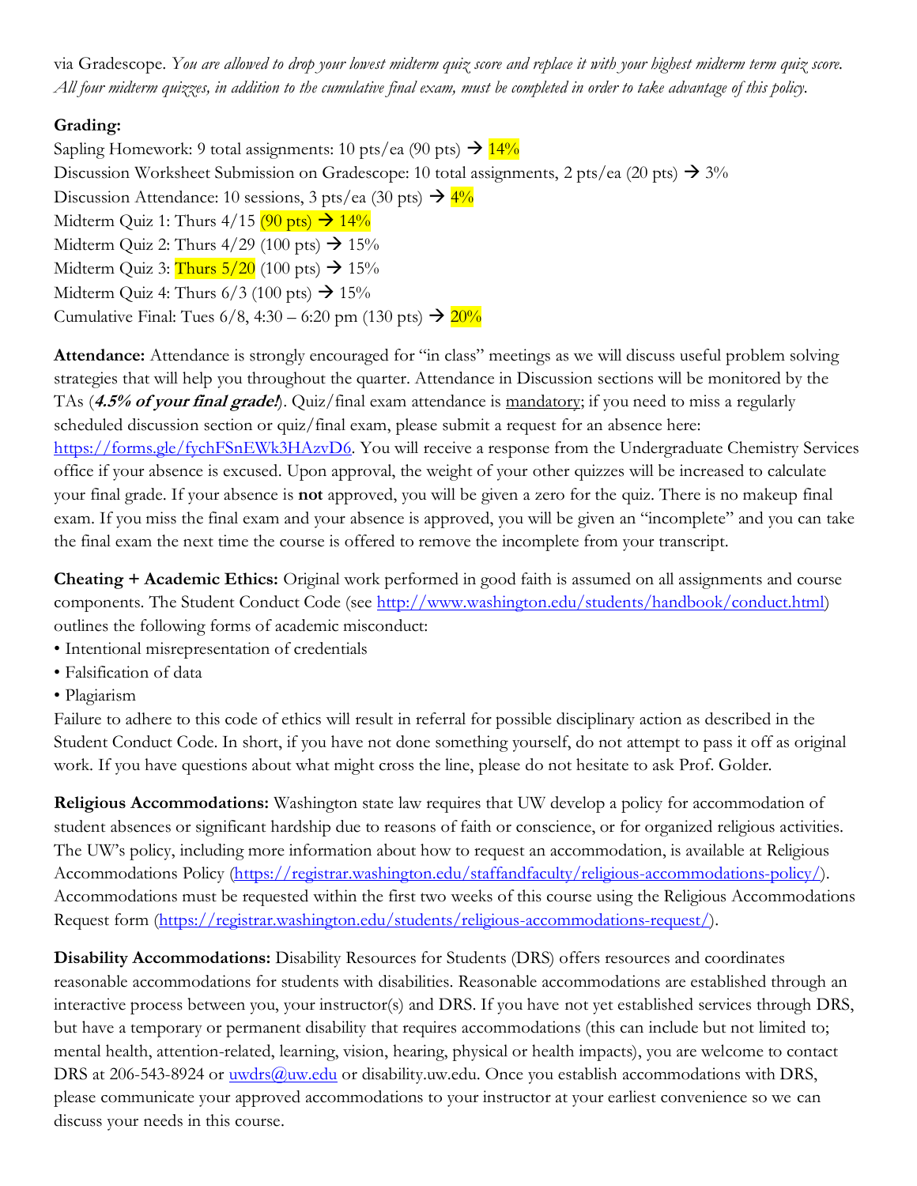via Gradescope. *You are allowed to drop your lowest midterm quiz score and replace it with your highest midterm term quiz score. All four midterm quizzes, in addition to the cumulative final exam, must be completed in order to take advantage of this policy.*

**Grading:**

Sapling Homework: 9 total assignments: 10 pts/ea (90 pts) → 14%
Discussion Worksheet Submission on Gradescope: 10 total assignments, 2 pts/ea (20 pts) → 3%
Discussion Attendance: 10 sessions, 3 pts/ea (30 pts) → 4%
Midterm Quiz 1: Thurs 4/15 (90 pts) → 14%
Midterm Quiz 2: Thurs 4/29 (100 pts) → 15%
Midterm Quiz 3: Thurs 5/20 (100 pts) → 15%
Midterm Quiz 4: Thurs 6/3 (100 pts) → 15%
Cumulative Final: Tues 6/8, 4:30 – 6:20 pm (130 pts) → 20%

**Attendance:** Attendance is strongly encouraged for "in class" meetings as we will discuss useful problem solving strategies that will help you throughout the quarter. Attendance in Discussion sections will be monitored by the TAs (***4.5% of your final grade!***). Quiz/final exam attendance is <u>mandatory</u>; if you need to miss a regularly scheduled discussion section or quiz/final exam, please submit a request for an absence here: https://forms.gle/fychFSnEWk3HAzvD6. You will receive a response from the Undergraduate Chemistry Services office if your absence is excused. Upon approval, the weight of your other quizzes will be increased to calculate your final grade. If your absence is **not** approved, you will be given a zero for the quiz. There is no makeup final exam. If you miss the final exam and your absence is approved, you will be given an "incomplete" and you can take the final exam the next time the course is offered to remove the incomplete from your transcript.

**Cheating + Academic Ethics:** Original work performed in good faith is assumed on all assignments and course components. The Student Conduct Code (see http://www.washington.edu/students/handbook/conduct.html) outlines the following forms of academic misconduct:

- Intentional misrepresentation of credentials
- Falsification of data
- Plagiarism

Failure to adhere to this code of ethics will result in referral for possible disciplinary action as described in the Student Conduct Code. In short, if you have not done something yourself, do not attempt to pass it off as original work. If you have questions about what might cross the line, please do not hesitate to ask Prof. Golder.

**Religious Accommodations:** Washington state law requires that UW develop a policy for accommodation of student absences or significant hardship due to reasons of faith or conscience, or for organized religious activities. The UW's policy, including more information about how to request an accommodation, is available at Religious Accommodations Policy (https://registrar.washington.edu/staffandfaculty/religious-accommodations-policy/). Accommodations must be requested within the first two weeks of this course using the Religious Accommodations Request form (https://registrar.washington.edu/students/religious-accommodations-request/).

**Disability Accommodations:** Disability Resources for Students (DRS) offers resources and coordinates reasonable accommodations for students with disabilities. Reasonable accommodations are established through an interactive process between you, your instructor(s) and DRS. If you have not yet established services through DRS, but have a temporary or permanent disability that requires accommodations (this can include but not limited to; mental health, attention-related, learning, vision, hearing, physical or health impacts), you are welcome to contact DRS at 206-543-8924 or uwdrs@uw.edu or disability.uw.edu. Once you establish accommodations with DRS, please communicate your approved accommodations to your instructor at your earliest convenience so we can discuss your needs in this course.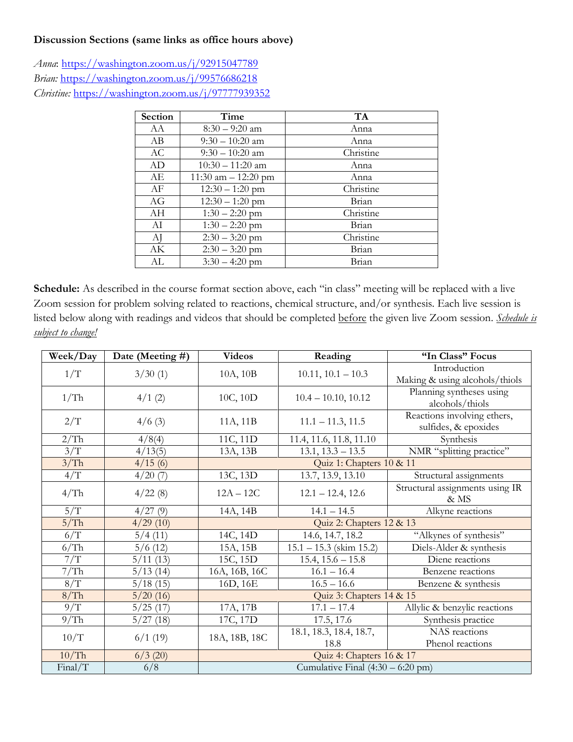**Discussion Sections (same links as office hours above)**

*Anna*: https://washington.zoom.us/j/92915047789
*Brian:* https://washington.zoom.us/j/99576686218
*Christine:* https://washington.zoom.us/j/97777939352

| Section | Time | TA |
|---|---|---|
| AA | 8:30 – 9:20 am | Anna |
| AB | 9:30 – 10:20 am | Anna |
| AC | 9:30 – 10:20 am | Christine |
| AD | 10:30 – 11:20 am | Anna |
| AE | 11:30 am – 12:20 pm | Anna |
| AF | 12:30 – 1:20 pm | Christine |
| AG | 12:30 – 1:20 pm | Brian |
| AH | 1:30 – 2:20 pm | Christine |
| AI | 1:30 – 2:20 pm | Brian |
| AJ | 2:30 – 3:20 pm | Christine |
| AK | 2:30 – 3:20 pm | Brian |
| AL | 3:30 – 4:20 pm | Brian |

**Schedule:** As described in the course format section above, each "in class" meeting will be replaced with a live Zoom session for problem solving related to reactions, chemical structure, and/or synthesis. Each live session is listed below along with readings and videos that should be completed before the given live Zoom session. ***Schedule is subject to change!***

| Week/Day | Date (Meeting #) | Videos | Reading | "In Class" Focus |
|---|---|---|---|---|
| 1/T | 3/30 (1) | 10A, 10B | 10.11, 10.1 – 10.3 | Introduction<br>Making & using alcohols/thiols |
| 1/Th | 4/1 (2) | 10C, 10D | 10.4 – 10.10, 10.12 | Planning syntheses using alcohols/thiols |
| 2/T | 4/6 (3) | 11A, 11B | 11.1 – 11.3, 11.5 | Reactions involving ethers, sulfides, & epoxides |
| 2/Th | 4/8(4) | 11C, 11D | 11.4, 11.6, 11.8, 11.10 | Synthesis |
| 3/T | 4/13(5) | 13A, 13B | 13.1, 13.3 – 13.5 | NMR "splitting practice" |
| 3/Th | 4/15 (6) | Quiz 1: Chapters 10 & 11 | | |
| 4/T | 4/20 (7) | 13C, 13D | 13.7, 13.9, 13.10 | Structural assignments |
| 4/Th | 4/22 (8) | 12A – 12C | 12.1 – 12.4, 12.6 | Structural assignments using IR & MS |
| 5/T | 4/27 (9) | 14A, 14B | 14.1 – 14.5 | Alkyne reactions |
| 5/Th | 4/29 (10) | Quiz 2: Chapters 12 & 13 | | |
| 6/T | 5/4 (11) | 14C, 14D | 14.6, 14.7, 18.2 | "Alkynes of synthesis" |
| 6/Th | 5/6 (12) | 15A, 15B | 15.1 – 15.3 (skim 15.2) | Diels-Alder & synthesis |
| 7/T | 5/11 (13) | 15C, 15D | 15.4, 15.6 – 15.8 | Diene reactions |
| 7/Th | 5/13 (14) | 16A, 16B, 16C | 16.1 – 16.4 | Benzene reactions |
| 8/T | 5/18 (15) | 16D, 16E | 16.5 – 16.6 | Benzene & synthesis |
| 8/Th | 5/20 (16) | Quiz 3: Chapters 14 & 15 | | |
| 9/T | 5/25 (17) | 17A, 17B | 17.1 – 17.4 | Allylic & benzylic reactions |
| 9/Th | 5/27 (18) | 17C, 17D | 17.5, 17.6 | Synthesis practice |
| 10/T | 6/1 (19) | 18A, 18B, 18C | 18.1, 18.3, 18.4, 18.7, 18.8 | NAS reactions<br>Phenol reactions |
| 10/Th | 6/3 (20) | Quiz 4: Chapters 16 & 17 | | |
| Final/T | 6/8 | Cumulative Final (4:30 – 6:20 pm) | | |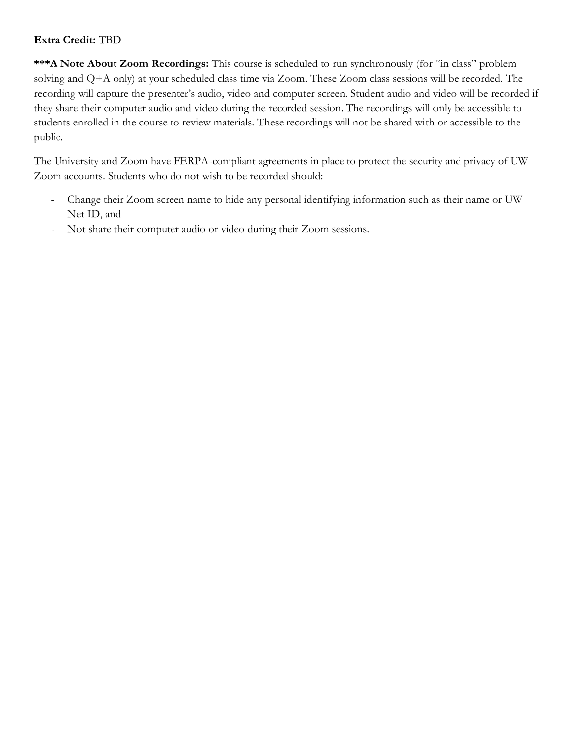**Extra Credit:** TBD

**\*\*\*A Note About Zoom Recordings:** This course is scheduled to run synchronously (for "in class" problem solving and Q+A only) at your scheduled class time via Zoom. These Zoom class sessions will be recorded. The recording will capture the presenter's audio, video and computer screen. Student audio and video will be recorded if they share their computer audio and video during the recorded session. The recordings will only be accessible to students enrolled in the course to review materials. These recordings will not be shared with or accessible to the public.

The University and Zoom have FERPA-compliant agreements in place to protect the security and privacy of UW Zoom accounts. Students who do not wish to be recorded should:

- Change their Zoom screen name to hide any personal identifying information such as their name or UW Net ID, and
- Not share their computer audio or video during their Zoom sessions.